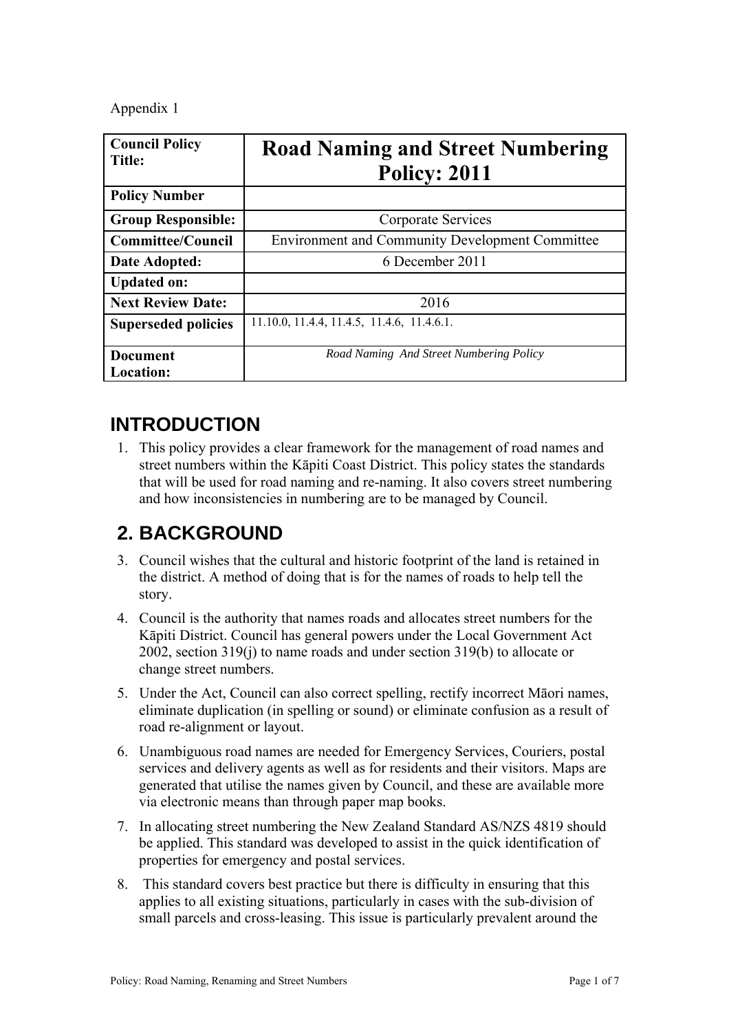Appendix 1

| Council Policy Title: | Road Naming and Street Numbering Policy: 2011 |
|---|---|
| Policy Number | |
| Group Responsible: | Corporate Services |
| Committee/Council | Environment and Community Development Committee |
| Date Adopted: | 6 December 2011 |
| Updated on: | |
| Next Review Date: | 2016 |
| Superseded policies | 11.10.0, 11.4.4, 11.4.5, 11.4.6, 11.4.6.1. |
| Document Location: | *Road Naming And Street Numbering Policy* |

# INTRODUCTION

1. This policy provides a clear framework for the management of road names and street numbers within the Kāpiti Coast District. This policy states the standards that will be used for road naming and re-naming. It also covers street numbering and how inconsistencies in numbering are to be managed by Council.

# 2. BACKGROUND

3. Council wishes that the cultural and historic footprint of the land is retained in the district. A method of doing that is for the names of roads to help tell the story.
4. Council is the authority that names roads and allocates street numbers for the Kāpiti District. Council has general powers under the Local Government Act 2002, section 319(j) to name roads and under section 319(b) to allocate or change street numbers.
5. Under the Act, Council can also correct spelling, rectify incorrect Māori names, eliminate duplication (in spelling or sound) or eliminate confusion as a result of road re-alignment or layout.
6. Unambiguous road names are needed for Emergency Services, Couriers, postal services and delivery agents as well as for residents and their visitors. Maps are generated that utilise the names given by Council, and these are available more via electronic means than through paper map books.
7. In allocating street numbering the New Zealand Standard AS/NZS 4819 should be applied. This standard was developed to assist in the quick identification of properties for emergency and postal services.
8. This standard covers best practice but there is difficulty in ensuring that this applies to all existing situations, particularly in cases with the sub-division of small parcels and cross-leasing. This issue is particularly prevalent around the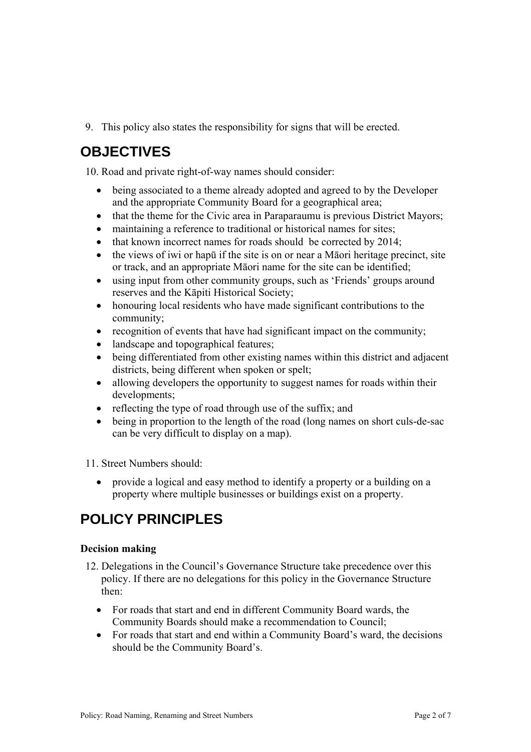9. This policy also states the responsibility for signs that will be erected.

## OBJECTIVES

10. Road and private right-of-way names should consider:

    - being associated to a theme already adopted and agreed to by the Developer and the appropriate Community Board for a geographical area;
    - that the theme for the Civic area in Paraparaumu is previous District Mayors;
    - maintaining a reference to traditional or historical names for sites;
    - that known incorrect names for roads should be corrected by 2014;
    - the views of iwi or hapū if the site is on or near a Māori heritage precinct, site or track, and an appropriate Māori name for the site can be identified;
    - using input from other community groups, such as 'Friends' groups around reserves and the Kāpiti Historical Society;
    - honouring local residents who have made significant contributions to the community;
    - recognition of events that have had significant impact on the community;
    - landscape and topographical features;
    - being differentiated from other existing names within this district and adjacent districts, being different when spoken or spelt;
    - allowing developers the opportunity to suggest names for roads within their developments;
    - reflecting the type of road through use of the suffix; and
    - being in proportion to the length of the road (long names on short culs-de-sac can be very difficult to display on a map).

11. Street Numbers should:

    - provide a logical and easy method to identify a property or a building on a property where multiple businesses or buildings exist on a property.

## POLICY PRINCIPLES

**Decision making**

12. Delegations in the Council's Governance Structure take precedence over this policy. If there are no delegations for this policy in the Governance Structure then:

    - For roads that start and end in different Community Board wards, the Community Boards should make a recommendation to Council;
    - For roads that start and end within a Community Board's ward, the decisions should be the Community Board's.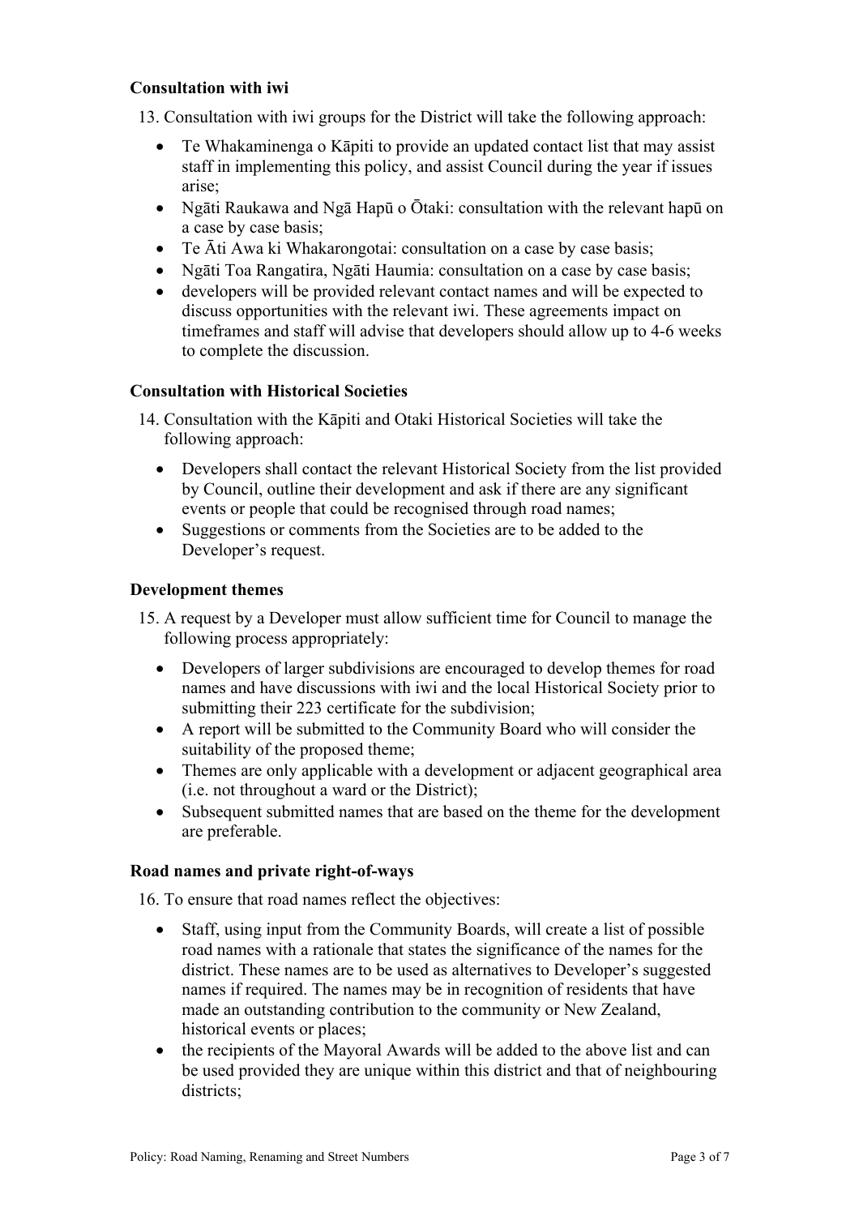### Consultation with iwi

13. Consultation with iwi groups for the District will take the following approach:

- Te Whakaminenga o Kāpiti to provide an updated contact list that may assist staff in implementing this policy, and assist Council during the year if issues arise;
- Ngāti Raukawa and Ngā Hapū o Ōtaki: consultation with the relevant hapū on a case by case basis;
- Te Āti Awa ki Whakarongotai: consultation on a case by case basis;
- Ngāti Toa Rangatira, Ngāti Haumia: consultation on a case by case basis;
- developers will be provided relevant contact names and will be expected to discuss opportunities with the relevant iwi. These agreements impact on timeframes and staff will advise that developers should allow up to 4-6 weeks to complete the discussion.

### Consultation with Historical Societies

14. Consultation with the Kāpiti and Otaki Historical Societies will take the following approach:

- Developers shall contact the relevant Historical Society from the list provided by Council, outline their development and ask if there are any significant events or people that could be recognised through road names;
- Suggestions or comments from the Societies are to be added to the Developer's request.

### Development themes

15. A request by a Developer must allow sufficient time for Council to manage the following process appropriately:

- Developers of larger subdivisions are encouraged to develop themes for road names and have discussions with iwi and the local Historical Society prior to submitting their 223 certificate for the subdivision;
- A report will be submitted to the Community Board who will consider the suitability of the proposed theme;
- Themes are only applicable with a development or adjacent geographical area (i.e. not throughout a ward or the District);
- Subsequent submitted names that are based on the theme for the development are preferable.

### Road names and private right-of-ways

16. To ensure that road names reflect the objectives:

- Staff, using input from the Community Boards, will create a list of possible road names with a rationale that states the significance of the names for the district. These names are to be used as alternatives to Developer's suggested names if required. The names may be in recognition of residents that have made an outstanding contribution to the community or New Zealand, historical events or places;
- the recipients of the Mayoral Awards will be added to the above list and can be used provided they are unique within this district and that of neighbouring districts;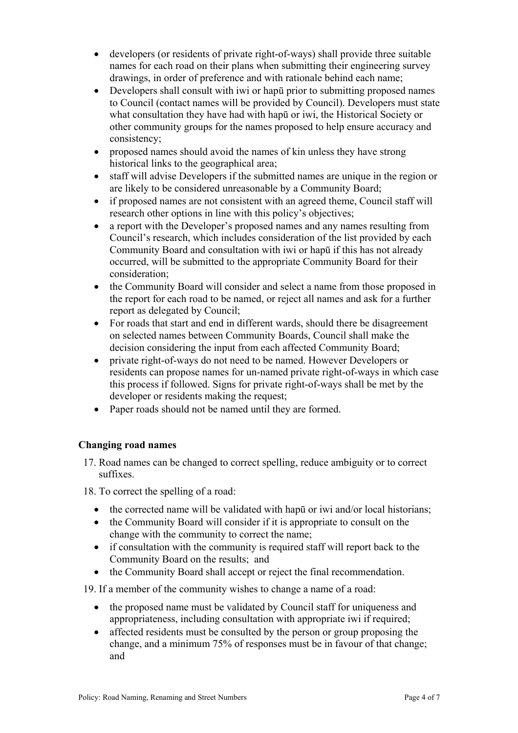- developers (or residents of private right-of-ways) shall provide three suitable names for each road on their plans when submitting their engineering survey drawings, in order of preference and with rationale behind each name;
- Developers shall consult with iwi or hapū prior to submitting proposed names to Council (contact names will be provided by Council). Developers must state what consultation they have had with hapū or iwi, the Historical Society or other community groups for the names proposed to help ensure accuracy and consistency;
- proposed names should avoid the names of kin unless they have strong historical links to the geographical area;
- staff will advise Developers if the submitted names are unique in the region or are likely to be considered unreasonable by a Community Board;
- if proposed names are not consistent with an agreed theme, Council staff will research other options in line with this policy's objectives;
- a report with the Developer's proposed names and any names resulting from Council's research, which includes consideration of the list provided by each Community Board and consultation with iwi or hapū if this has not already occurred, will be submitted to the appropriate Community Board for their consideration;
- the Community Board will consider and select a name from those proposed in the report for each road to be named, or reject all names and ask for a further report as delegated by Council;
- For roads that start and end in different wards, should there be disagreement on selected names between Community Boards, Council shall make the decision considering the input from each affected Community Board;
- private right-of-ways do not need to be named. However Developers or residents can propose names for un-named private right-of-ways in which case this process if followed. Signs for private right-of-ways shall be met by the developer or residents making the request;
- Paper roads should not be named until they are formed.

### Changing road names

17. Road names can be changed to correct spelling, reduce ambiguity or to correct suffixes.

18. To correct the spelling of a road:

    - the corrected name will be validated with hapū or iwi and/or local historians;
    - the Community Board will consider if it is appropriate to consult on the change with the community to correct the name;
    - if consultation with the community is required staff will report back to the Community Board on the results; and
    - the Community Board shall accept or reject the final recommendation.

19. If a member of the community wishes to change a name of a road:

    - the proposed name must be validated by Council staff for uniqueness and appropriateness, including consultation with appropriate iwi if required;
    - affected residents must be consulted by the person or group proposing the change, and a minimum 75% of responses must be in favour of that change; and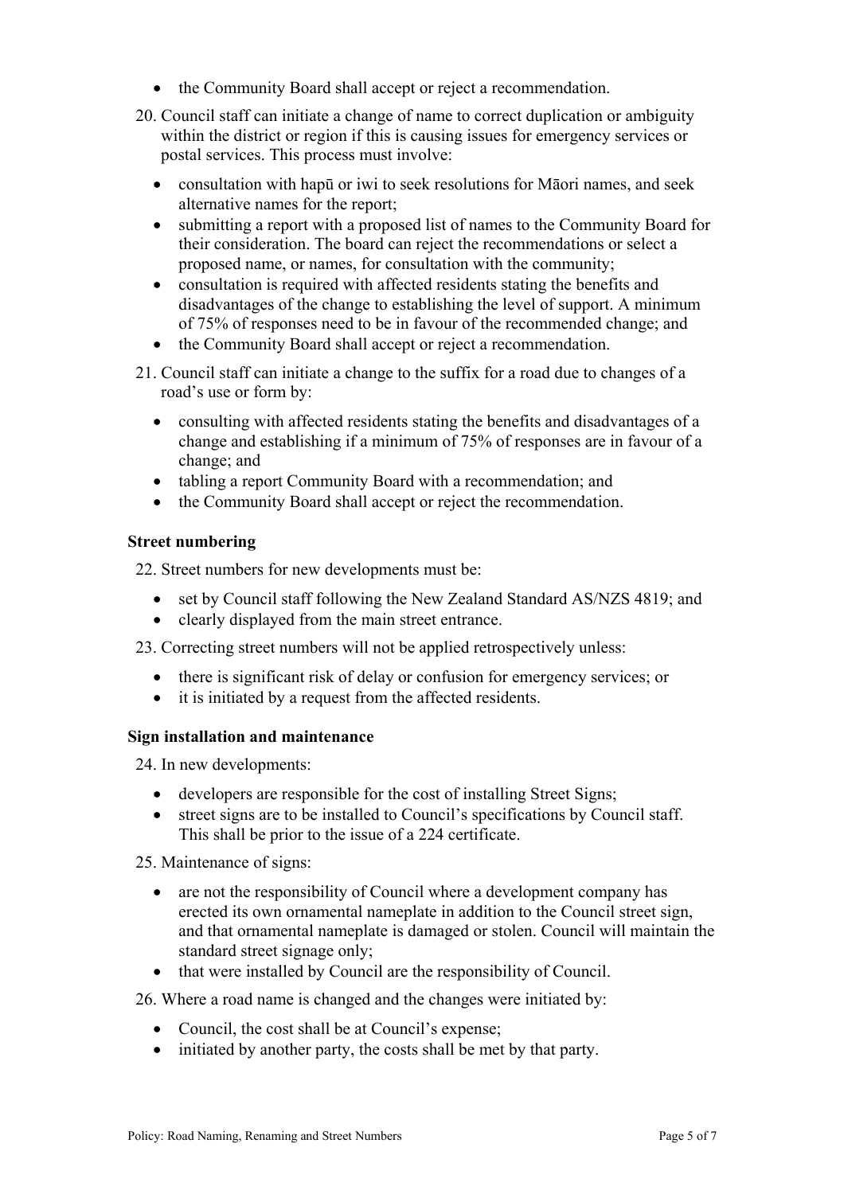- the Community Board shall accept or reject a recommendation.

20. Council staff can initiate a change of name to correct duplication or ambiguity within the district or region if this is causing issues for emergency services or postal services. This process must involve:
    - consultation with hapū or iwi to seek resolutions for Māori names, and seek alternative names for the report;
    - submitting a report with a proposed list of names to the Community Board for their consideration. The board can reject the recommendations or select a proposed name, or names, for consultation with the community;
    - consultation is required with affected residents stating the benefits and disadvantages of the change to establishing the level of support. A minimum of 75% of responses need to be in favour of the recommended change; and
    - the Community Board shall accept or reject a recommendation.

21. Council staff can initiate a change to the suffix for a road due to changes of a road's use or form by:
    - consulting with affected residents stating the benefits and disadvantages of a change and establishing if a minimum of 75% of responses are in favour of a change; and
    - tabling a report Community Board with a recommendation; and
    - the Community Board shall accept or reject the recommendation.

### Street numbering

22. Street numbers for new developments must be:
    - set by Council staff following the New Zealand Standard AS/NZS 4819; and
    - clearly displayed from the main street entrance.

23. Correcting street numbers will not be applied retrospectively unless:
    - there is significant risk of delay or confusion for emergency services; or
    - it is initiated by a request from the affected residents.

### Sign installation and maintenance

24. In new developments:
    - developers are responsible for the cost of installing Street Signs;
    - street signs are to be installed to Council's specifications by Council staff. This shall be prior to the issue of a 224 certificate.

25. Maintenance of signs:
    - are not the responsibility of Council where a development company has erected its own ornamental nameplate in addition to the Council street sign, and that ornamental nameplate is damaged or stolen. Council will maintain the standard street signage only;
    - that were installed by Council are the responsibility of Council.

26. Where a road name is changed and the changes were initiated by:
    - Council, the cost shall be at Council's expense;
    - initiated by another party, the costs shall be met by that party.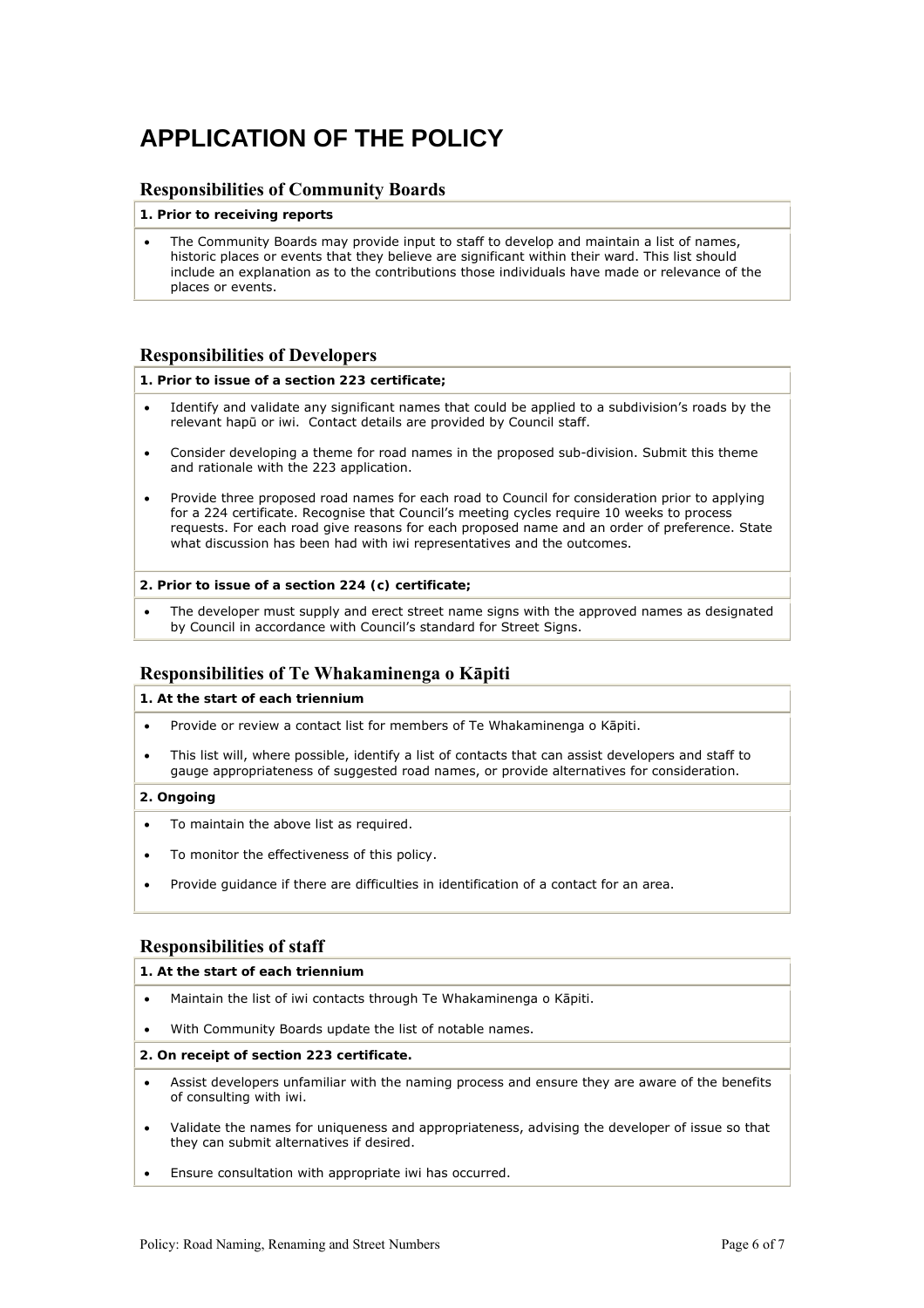# APPLICATION OF THE POLICY

## Responsibilities of Community Boards

**1. Prior to receiving reports**

- The Community Boards may provide input to staff to develop and maintain a list of names, historic places or events that they believe are significant within their ward. This list should include an explanation as to the contributions those individuals have made or relevance of the places or events.

## Responsibilities of Developers

**1. Prior to issue of a section 223 certificate;**

- Identify and validate any significant names that could be applied to a subdivision's roads by the relevant hapū or iwi. Contact details are provided by Council staff.
- Consider developing a theme for road names in the proposed sub-division. Submit this theme and rationale with the 223 application.
- Provide three proposed road names for each road to Council for consideration prior to applying for a 224 certificate. Recognise that Council's meeting cycles require 10 weeks to process requests. For each road give reasons for each proposed name and an order of preference. State what discussion has been had with iwi representatives and the outcomes.

**2. Prior to issue of a section 224 (c) certificate;**

- The developer must supply and erect street name signs with the approved names as designated by Council in accordance with Council's standard for Street Signs.

## Responsibilities of Te Whakaminenga o Kāpiti

**1. At the start of each triennium**

- Provide or review a contact list for members of Te Whakaminenga o Kāpiti.
- This list will, where possible, identify a list of contacts that can assist developers and staff to gauge appropriateness of suggested road names, or provide alternatives for consideration.

**2. Ongoing**

- To maintain the above list as required.
- To monitor the effectiveness of this policy.
- Provide guidance if there are difficulties in identification of a contact for an area.

## Responsibilities of staff

**1. At the start of each triennium**

- Maintain the list of iwi contacts through Te Whakaminenga o Kāpiti.
- With Community Boards update the list of notable names.

**2. On receipt of section 223 certificate.**

- Assist developers unfamiliar with the naming process and ensure they are aware of the benefits of consulting with iwi.
- Validate the names for uniqueness and appropriateness, advising the developer of issue so that they can submit alternatives if desired.
- Ensure consultation with appropriate iwi has occurred.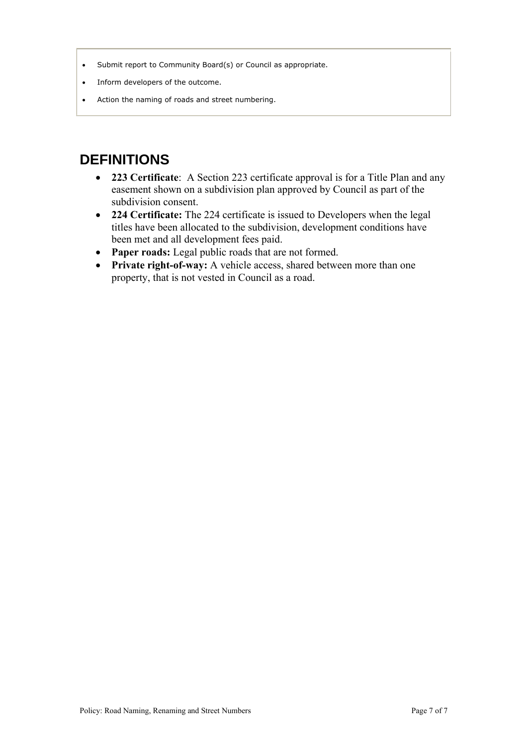- Submit report to Community Board(s) or Council as appropriate.
- Inform developers of the outcome.
- Action the naming of roads and street numbering.

## DEFINITIONS

- **223 Certificate**: A Section 223 certificate approval is for a Title Plan and any easement shown on a subdivision plan approved by Council as part of the subdivision consent.
- **224 Certificate:** The 224 certificate is issued to Developers when the legal titles have been allocated to the subdivision, development conditions have been met and all development fees paid.
- **Paper roads:** Legal public roads that are not formed.
- **Private right-of-way:** A vehicle access, shared between more than one property, that is not vested in Council as a road.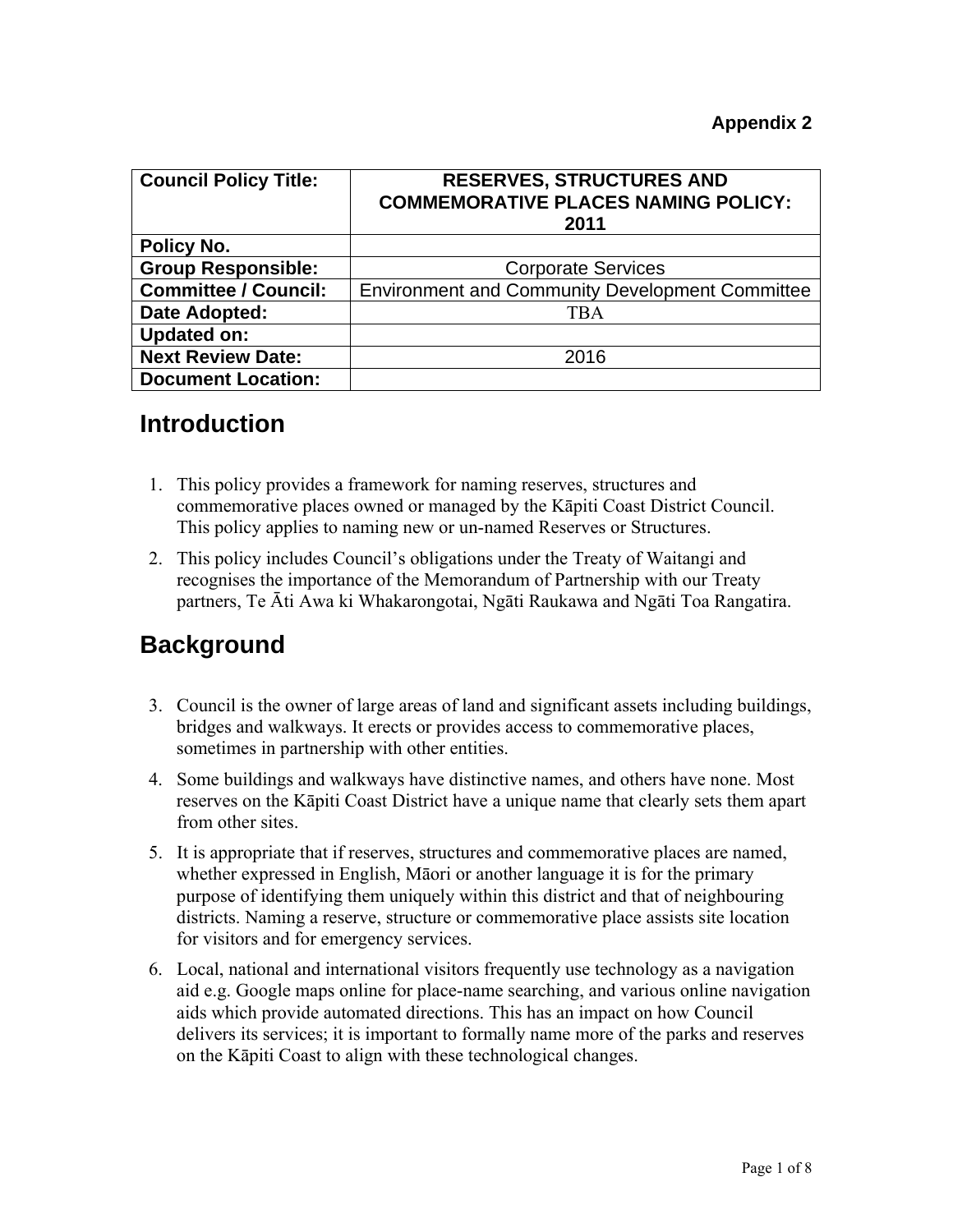**Appendix 2**

| Council Policy Title: | RESERVES, STRUCTURES AND COMMEMORATIVE PLACES NAMING POLICY: 2011 |
|---|---|
| Policy No. | |
| Group Responsible: | Corporate Services |
| Committee / Council: | Environment and Community Development Committee |
| Date Adopted: | TBA |
| Updated on: | |
| Next Review Date: | 2016 |
| Document Location: | |

# Introduction

1. This policy provides a framework for naming reserves, structures and commemorative places owned or managed by the Kāpiti Coast District Council. This policy applies to naming new or un-named Reserves or Structures.
2. This policy includes Council's obligations under the Treaty of Waitangi and recognises the importance of the Memorandum of Partnership with our Treaty partners, Te Āti Awa ki Whakarongotai, Ngāti Raukawa and Ngāti Toa Rangatira.

# Background

3. Council is the owner of large areas of land and significant assets including buildings, bridges and walkways. It erects or provides access to commemorative places, sometimes in partnership with other entities.
4. Some buildings and walkways have distinctive names, and others have none. Most reserves on the Kāpiti Coast District have a unique name that clearly sets them apart from other sites.
5. It is appropriate that if reserves, structures and commemorative places are named, whether expressed in English, Māori or another language it is for the primary purpose of identifying them uniquely within this district and that of neighbouring districts. Naming a reserve, structure or commemorative place assists site location for visitors and for emergency services.
6. Local, national and international visitors frequently use technology as a navigation aid e.g. Google maps online for place-name searching, and various online navigation aids which provide automated directions. This has an impact on how Council delivers its services; it is important to formally name more of the parks and reserves on the Kāpiti Coast to align with these technological changes.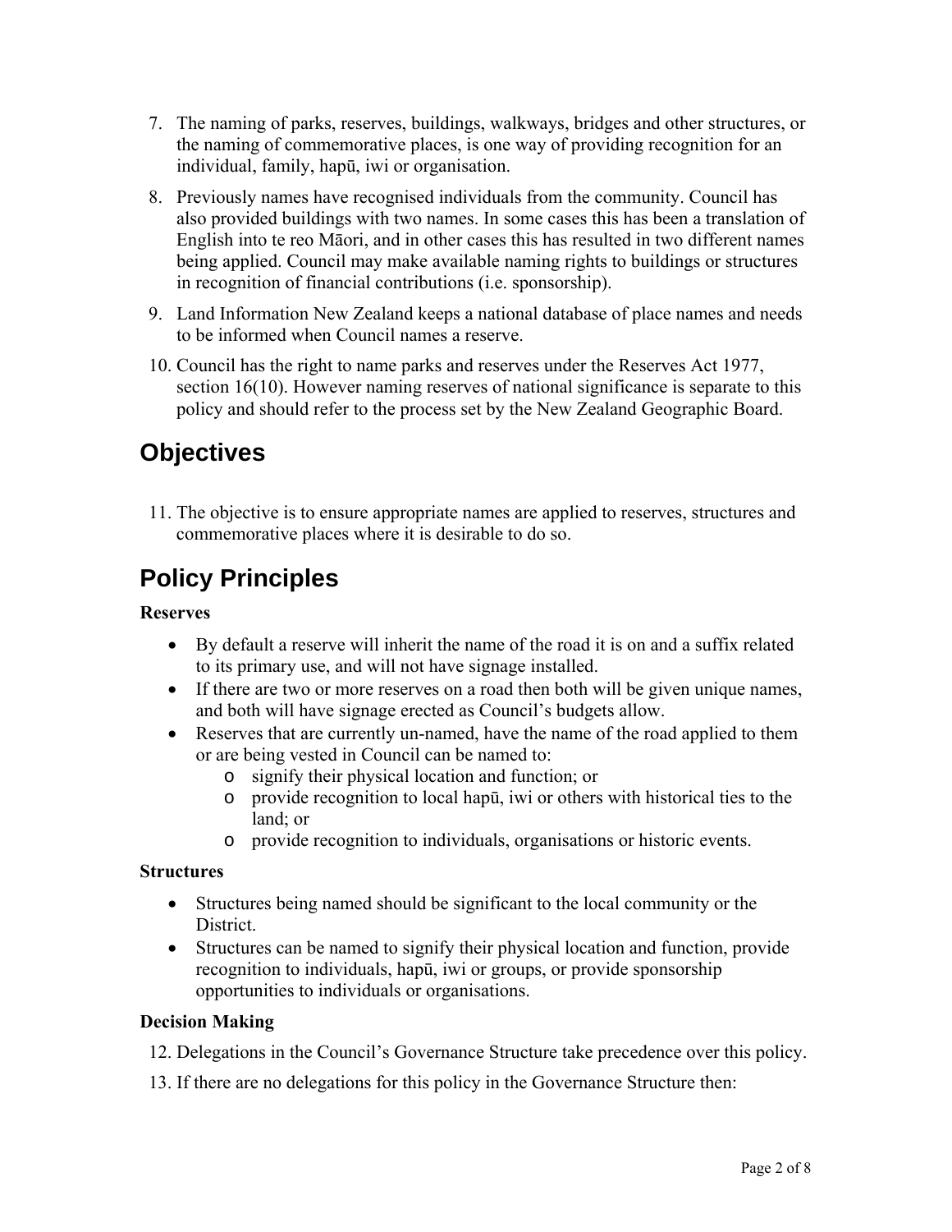7. The naming of parks, reserves, buildings, walkways, bridges and other structures, or the naming of commemorative places, is one way of providing recognition for an individual, family, hapū, iwi or organisation.

8. Previously names have recognised individuals from the community. Council has also provided buildings with two names. In some cases this has been a translation of English into te reo Māori, and in other cases this has resulted in two different names being applied. Council may make available naming rights to buildings or structures in recognition of financial contributions (i.e. sponsorship).

9. Land Information New Zealand keeps a national database of place names and needs to be informed when Council names a reserve.

10. Council has the right to name parks and reserves under the Reserves Act 1977, section 16(10). However naming reserves of national significance is separate to this policy and should refer to the process set by the New Zealand Geographic Board.

## Objectives

11. The objective is to ensure appropriate names are applied to reserves, structures and commemorative places where it is desirable to do so.

## Policy Principles

**Reserves**

- By default a reserve will inherit the name of the road it is on and a suffix related to its primary use, and will not have signage installed.
- If there are two or more reserves on a road then both will be given unique names, and both will have signage erected as Council's budgets allow.
- Reserves that are currently un-named, have the name of the road applied to them or are being vested in Council can be named to:
  - signify their physical location and function; or
  - provide recognition to local hapū, iwi or others with historical ties to the land; or
  - provide recognition to individuals, organisations or historic events.

**Structures**

- Structures being named should be significant to the local community or the District.
- Structures can be named to signify their physical location and function, provide recognition to individuals, hapū, iwi or groups, or provide sponsorship opportunities to individuals or organisations.

**Decision Making**

12. Delegations in the Council's Governance Structure take precedence over this policy.

13. If there are no delegations for this policy in the Governance Structure then: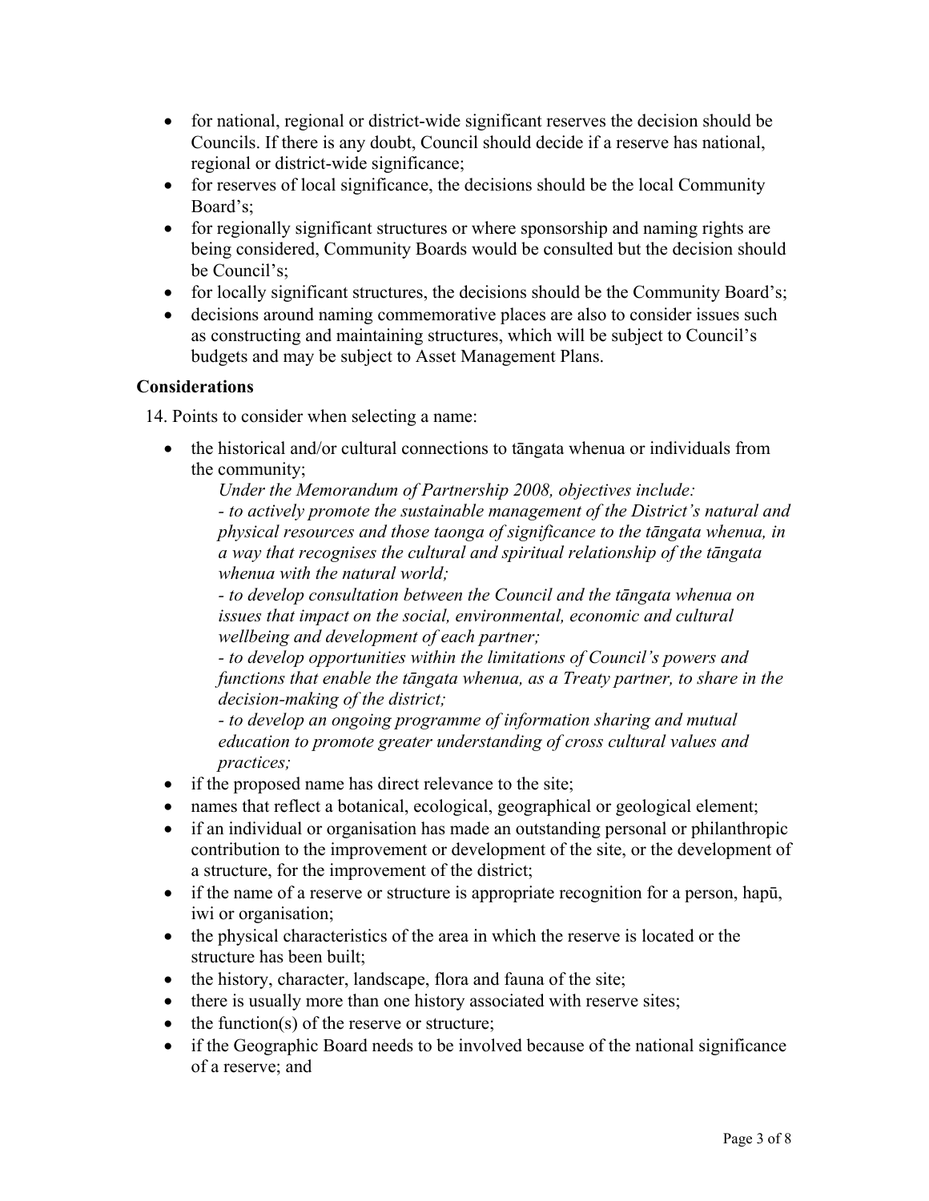- for national, regional or district-wide significant reserves the decision should be Councils. If there is any doubt, Council should decide if a reserve has national, regional or district-wide significance;
- for reserves of local significance, the decisions should be the local Community Board's;
- for regionally significant structures or where sponsorship and naming rights are being considered, Community Boards would be consulted but the decision should be Council's;
- for locally significant structures, the decisions should be the Community Board's;
- decisions around naming commemorative places are also to consider issues such as constructing and maintaining structures, which will be subject to Council's budgets and may be subject to Asset Management Plans.

**Considerations**

14. Points to consider when selecting a name:

- the historical and/or cultural connections to tāngata whenua or individuals from the community;
  *Under the Memorandum of Partnership 2008, objectives include:*
  *- to actively promote the sustainable management of the District's natural and physical resources and those taonga of significance to the tāngata whenua, in a way that recognises the cultural and spiritual relationship of the tāngata whenua with the natural world;*
  *- to develop consultation between the Council and the tāngata whenua on issues that impact on the social, environmental, economic and cultural wellbeing and development of each partner;*
  *- to develop opportunities within the limitations of Council's powers and functions that enable the tāngata whenua, as a Treaty partner, to share in the decision-making of the district;*
  *- to develop an ongoing programme of information sharing and mutual education to promote greater understanding of cross cultural values and practices;*
- if the proposed name has direct relevance to the site;
- names that reflect a botanical, ecological, geographical or geological element;
- if an individual or organisation has made an outstanding personal or philanthropic contribution to the improvement or development of the site, or the development of a structure, for the improvement of the district;
- if the name of a reserve or structure is appropriate recognition for a person, hapū, iwi or organisation;
- the physical characteristics of the area in which the reserve is located or the structure has been built;
- the history, character, landscape, flora and fauna of the site;
- there is usually more than one history associated with reserve sites;
- the function(s) of the reserve or structure;
- if the Geographic Board needs to be involved because of the national significance of a reserve; and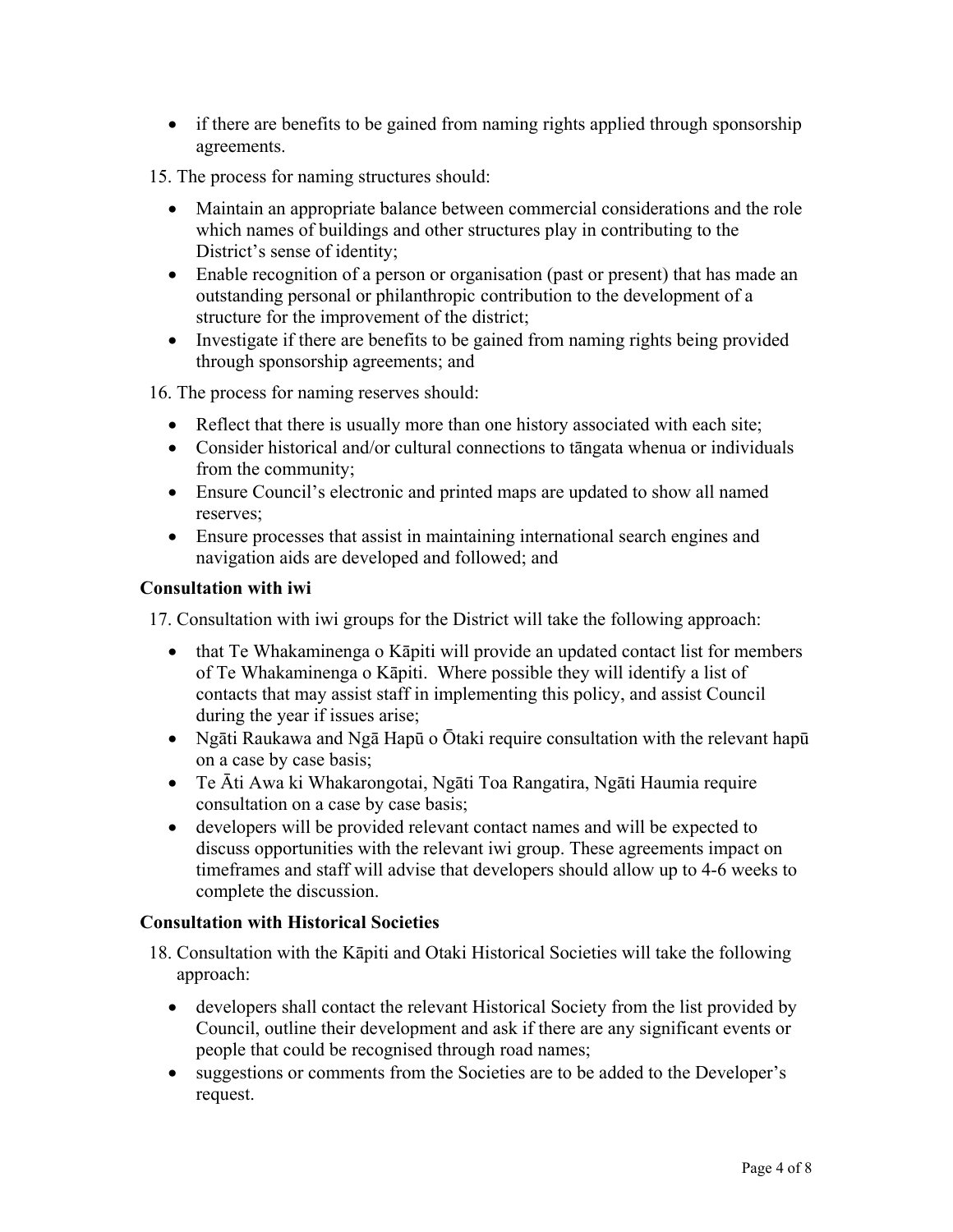- if there are benefits to be gained from naming rights applied through sponsorship agreements.

15. The process for naming structures should:

    - Maintain an appropriate balance between commercial considerations and the role which names of buildings and other structures play in contributing to the District's sense of identity;
    - Enable recognition of a person or organisation (past or present) that has made an outstanding personal or philanthropic contribution to the development of a structure for the improvement of the district;
    - Investigate if there are benefits to be gained from naming rights being provided through sponsorship agreements; and

16. The process for naming reserves should:

    - Reflect that there is usually more than one history associated with each site;
    - Consider historical and/or cultural connections to tāngata whenua or individuals from the community;
    - Ensure Council's electronic and printed maps are updated to show all named reserves;
    - Ensure processes that assist in maintaining international search engines and navigation aids are developed and followed; and

**Consultation with iwi**

17. Consultation with iwi groups for the District will take the following approach:

    - that Te Whakaminenga o Kāpiti will provide an updated contact list for members of Te Whakaminenga o Kāpiti. Where possible they will identify a list of contacts that may assist staff in implementing this policy, and assist Council during the year if issues arise;
    - Ngāti Raukawa and Ngā Hapū o Ōtaki require consultation with the relevant hapū on a case by case basis;
    - Te Āti Awa ki Whakarongotai, Ngāti Toa Rangatira, Ngāti Haumia require consultation on a case by case basis;
    - developers will be provided relevant contact names and will be expected to discuss opportunities with the relevant iwi group. These agreements impact on timeframes and staff will advise that developers should allow up to 4-6 weeks to complete the discussion.

**Consultation with Historical Societies**

18. Consultation with the Kāpiti and Otaki Historical Societies will take the following approach:

    - developers shall contact the relevant Historical Society from the list provided by Council, outline their development and ask if there are any significant events or people that could be recognised through road names;
    - suggestions or comments from the Societies are to be added to the Developer's request.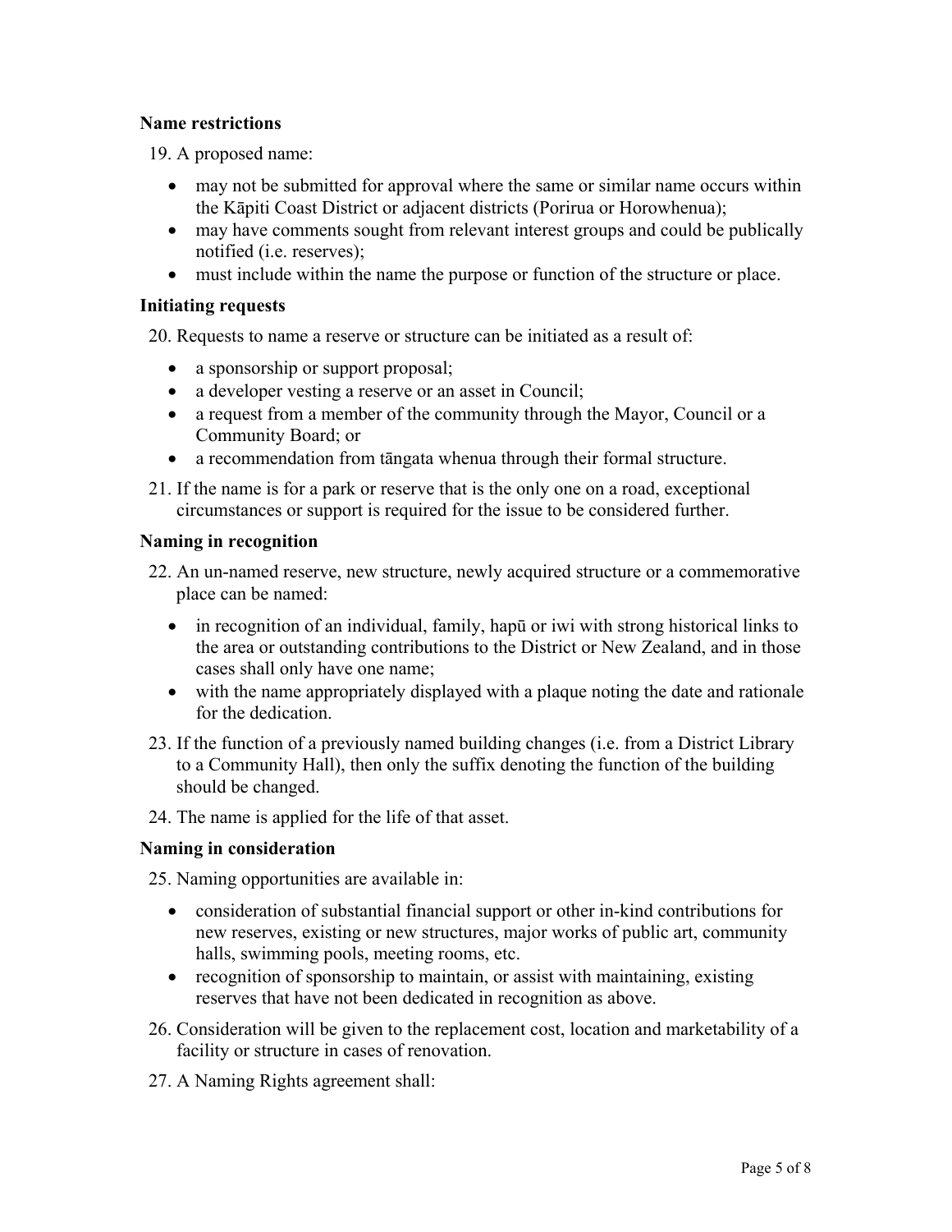### Name restrictions

19. A proposed name:

   - may not be submitted for approval where the same or similar name occurs within the Kāpiti Coast District or adjacent districts (Porirua or Horowhenua);
   - may have comments sought from relevant interest groups and could be publically notified (i.e. reserves);
   - must include within the name the purpose or function of the structure or place.

### Initiating requests

20. Requests to name a reserve or structure can be initiated as a result of:

   - a sponsorship or support proposal;
   - a developer vesting a reserve or an asset in Council;
   - a request from a member of the community through the Mayor, Council or a Community Board; or
   - a recommendation from tāngata whenua through their formal structure.

21. If the name is for a park or reserve that is the only one on a road, exceptional circumstances or support is required for the issue to be considered further.

### Naming in recognition

22. An un-named reserve, new structure, newly acquired structure or a commemorative place can be named:

   - in recognition of an individual, family, hapū or iwi with strong historical links to the area or outstanding contributions to the District or New Zealand, and in those cases shall only have one name;
   - with the name appropriately displayed with a plaque noting the date and rationale for the dedication.

23. If the function of a previously named building changes (i.e. from a District Library to a Community Hall), then only the suffix denoting the function of the building should be changed.

24. The name is applied for the life of that asset.

### Naming in consideration

25. Naming opportunities are available in:

   - consideration of substantial financial support or other in-kind contributions for new reserves, existing or new structures, major works of public art, community halls, swimming pools, meeting rooms, etc.
   - recognition of sponsorship to maintain, or assist with maintaining, existing reserves that have not been dedicated in recognition as above.

26. Consideration will be given to the replacement cost, location and marketability of a facility or structure in cases of renovation.

27. A Naming Rights agreement shall: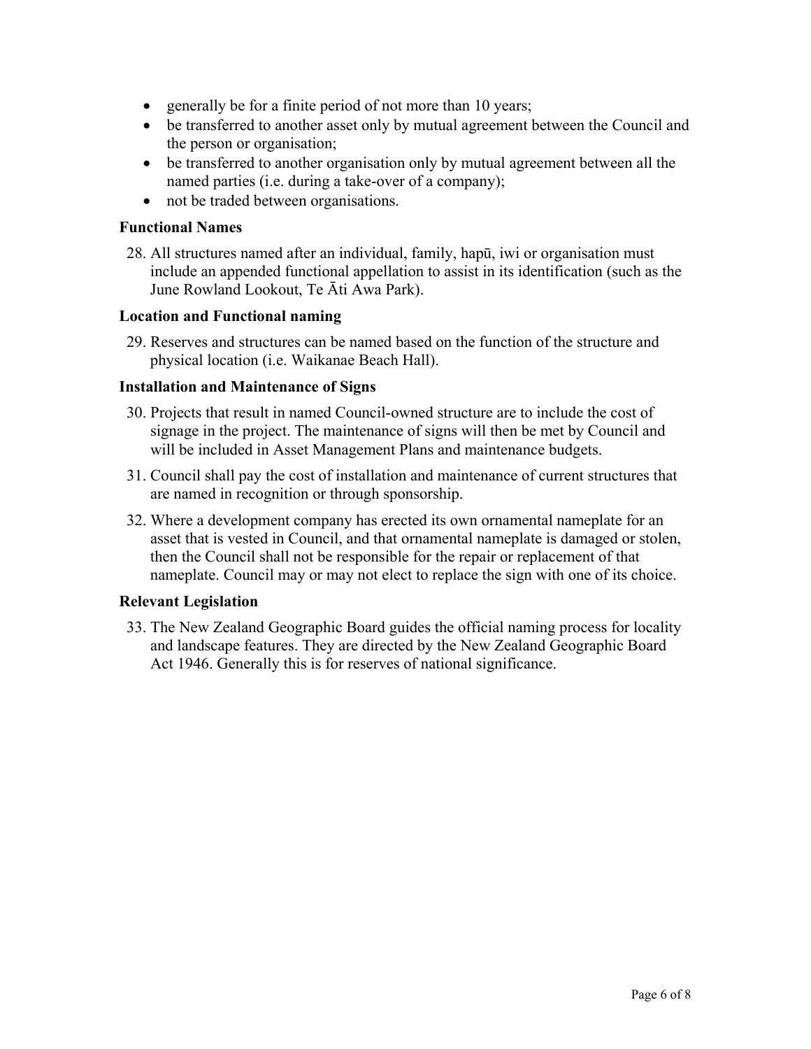- generally be for a finite period of not more than 10 years;
- be transferred to another asset only by mutual agreement between the Council and the person or organisation;
- be transferred to another organisation only by mutual agreement between all the named parties (i.e. during a take-over of a company);
- not be traded between organisations.

### Functional Names

28. All structures named after an individual, family, hapū, iwi or organisation must include an appended functional appellation to assist in its identification (such as the June Rowland Lookout, Te Āti Awa Park).

### Location and Functional naming

29. Reserves and structures can be named based on the function of the structure and physical location (i.e. Waikanae Beach Hall).

### Installation and Maintenance of Signs

30. Projects that result in named Council-owned structure are to include the cost of signage in the project. The maintenance of signs will then be met by Council and will be included in Asset Management Plans and maintenance budgets.

31. Council shall pay the cost of installation and maintenance of current structures that are named in recognition or through sponsorship.

32. Where a development company has erected its own ornamental nameplate for an asset that is vested in Council, and that ornamental nameplate is damaged or stolen, then the Council shall not be responsible for the repair or replacement of that nameplate. Council may or may not elect to replace the sign with one of its choice.

### Relevant Legislation

33. The New Zealand Geographic Board guides the official naming process for locality and landscape features. They are directed by the New Zealand Geographic Board Act 1946. Generally this is for reserves of national significance.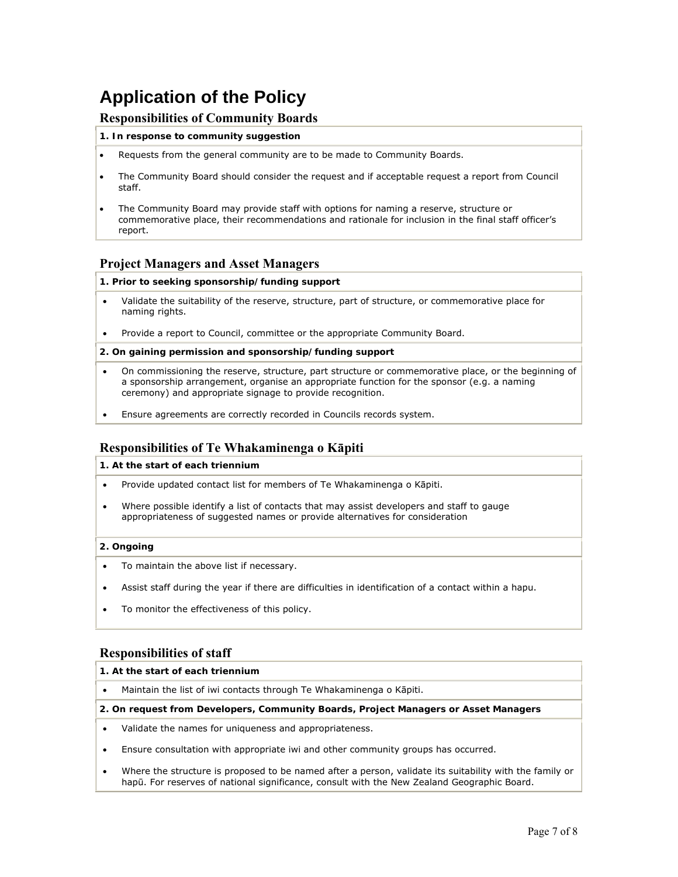# Application of the Policy

## Responsibilities of Community Boards

**1. In response to community suggestion**

- Requests from the general community are to be made to Community Boards.
- The Community Board should consider the request and if acceptable request a report from Council staff.
- The Community Board may provide staff with options for naming a reserve, structure or commemorative place, their recommendations and rationale for inclusion in the final staff officer's report.

## Project Managers and Asset Managers

**1. Prior to seeking sponsorship/funding support**

- Validate the suitability of the reserve, structure, part of structure, or commemorative place for naming rights.
- Provide a report to Council, committee or the appropriate Community Board.

**2. On gaining permission and sponsorship/funding support**

- On commissioning the reserve, structure, part structure or commemorative place, or the beginning of a sponsorship arrangement, organise an appropriate function for the sponsor (e.g. a naming ceremony) and appropriate signage to provide recognition.
- Ensure agreements are correctly recorded in Councils records system.

## Responsibilities of Te Whakaminenga o Kāpiti

**1. At the start of each triennium**

- Provide updated contact list for members of Te Whakaminenga o Kāpiti.
- Where possible identify a list of contacts that may assist developers and staff to gauge appropriateness of suggested names or provide alternatives for consideration

**2. Ongoing**

- To maintain the above list if necessary.
- Assist staff during the year if there are difficulties in identification of a contact within a hapu.
- To monitor the effectiveness of this policy.

## Responsibilities of staff

**1. At the start of each triennium**

- Maintain the list of iwi contacts through Te Whakaminenga o Kāpiti.

**2. On request from Developers, Community Boards, Project Managers or Asset Managers**

- Validate the names for uniqueness and appropriateness.
- Ensure consultation with appropriate iwi and other community groups has occurred.
- Where the structure is proposed to be named after a person, validate its suitability with the family or hapū. For reserves of national significance, consult with the New Zealand Geographic Board.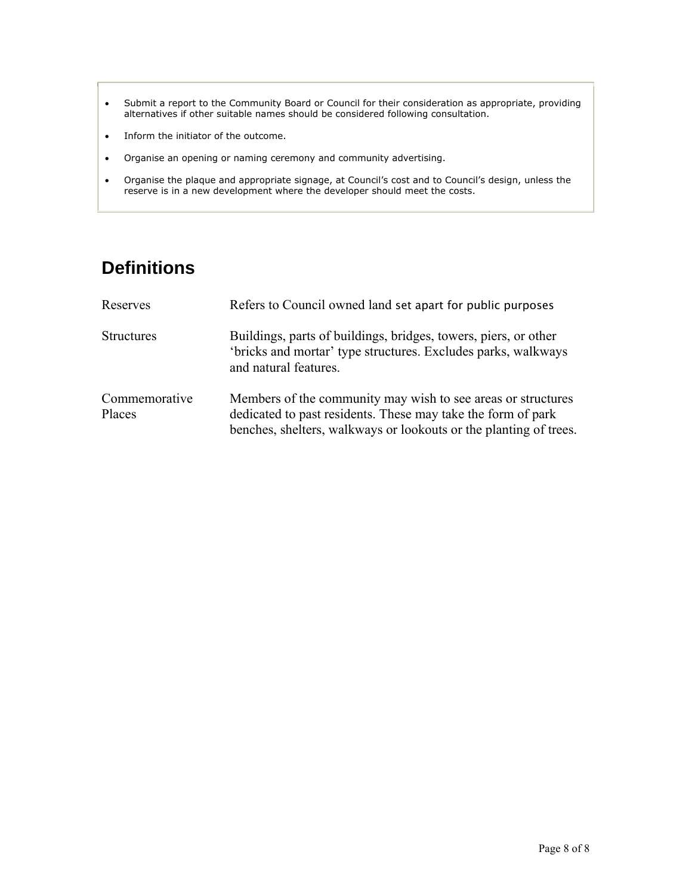- Submit a report to the Community Board or Council for their consideration as appropriate, providing alternatives if other suitable names should be considered following consultation.
- Inform the initiator of the outcome.
- Organise an opening or naming ceremony and community advertising.
- Organise the plaque and appropriate signage, at Council's cost and to Council's design, unless the reserve is in a new development where the developer should meet the costs.

## Definitions

| | |
|---|---|
| Reserves | Refers to Council owned land set apart for public purposes |
| Structures | Buildings, parts of buildings, bridges, towers, piers, or other 'bricks and mortar' type structures. Excludes parks, walkways and natural features. |
| Commemorative Places | Members of the community may wish to see areas or structures dedicated to past residents. These may take the form of park benches, shelters, walkways or lookouts or the planting of trees. |